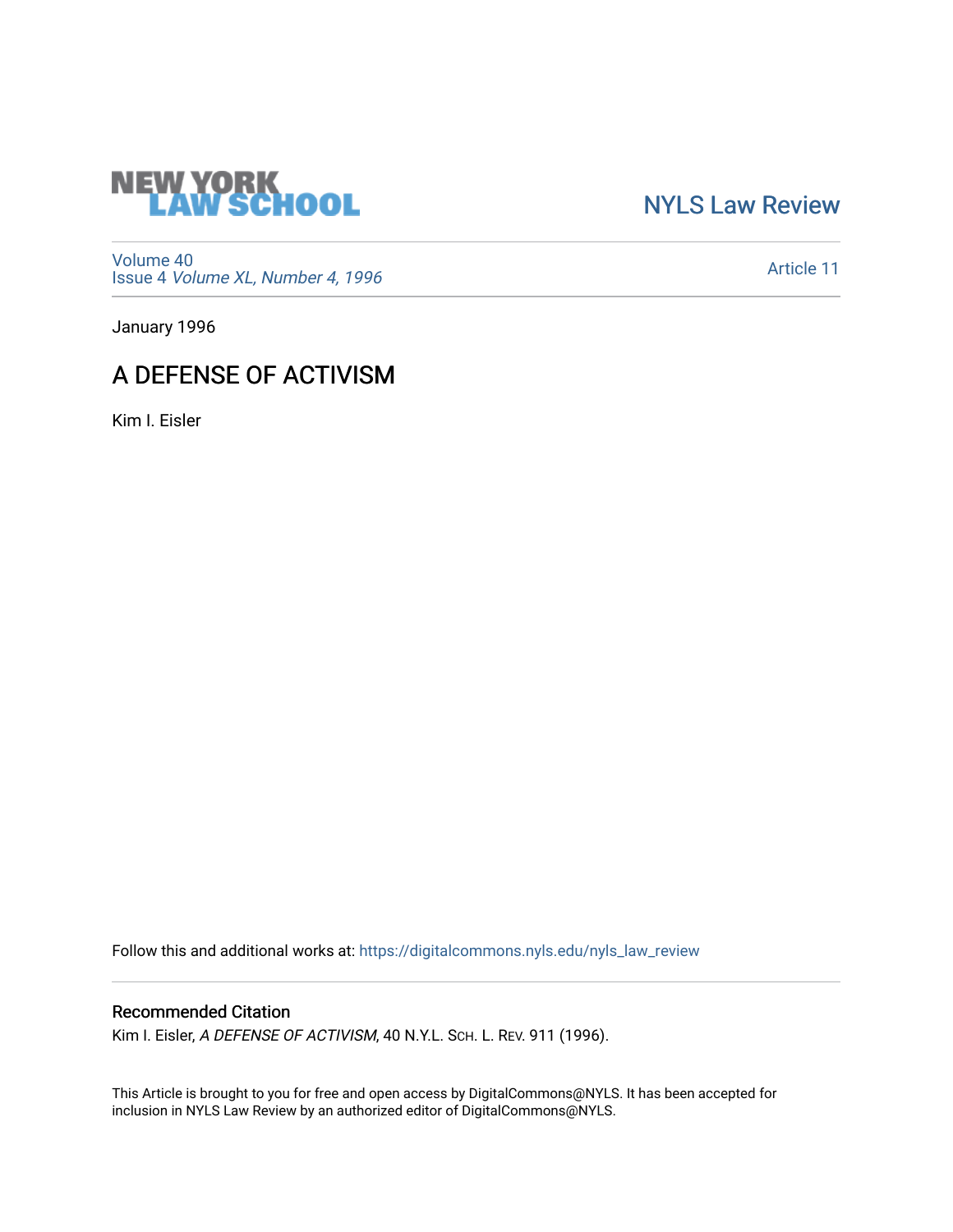NEW YORK LAW SCHOOL

NYLS Law Review

Volume 40
Issue 4 *Volume XL, Number 4, 1996*

Article 11

January 1996

# A DEFENSE OF ACTIVISM

Kim I. Eisler

Follow this and additional works at: https://digitalcommons.nyls.edu/nyls_law_review

## Recommended Citation

Kim I. Eisler, *A DEFENSE OF ACTIVISM*, 40 N.Y.L. SCH. L. REV. 911 (1996).

This Article is brought to you for free and open access by DigitalCommons@NYLS. It has been accepted for inclusion in NYLS Law Review by an authorized editor of DigitalCommons@NYLS.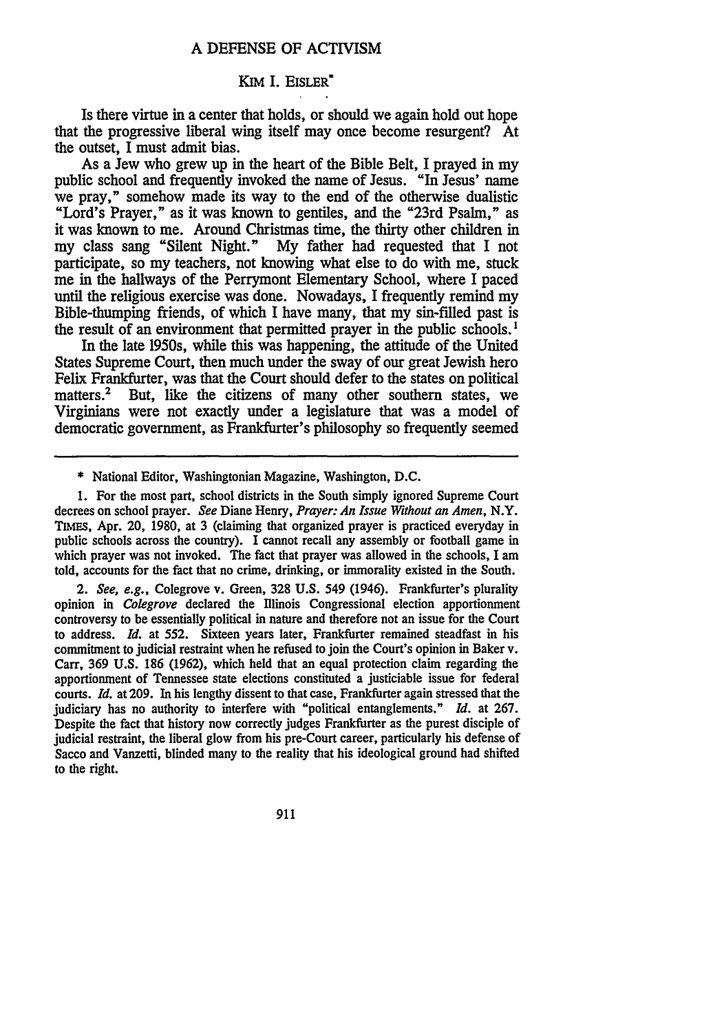# A DEFENSE OF ACTIVISM

KIM I. EISLER*

Is there virtue in a center that holds, or should we again hold out hope that the progressive liberal wing itself may once become resurgent? At the outset, I must admit bias.

As a Jew who grew up in the heart of the Bible Belt, I prayed in my public school and frequently invoked the name of Jesus. "In Jesus' name we pray," somehow made its way to the end of the otherwise dualistic "Lord's Prayer," as it was known to gentiles, and the "23rd Psalm," as it was known to me. Around Christmas time, the thirty other children in my class sang "Silent Night." My father had requested that I not participate, so my teachers, not knowing what else to do with me, stuck me in the hallways of the Perrymont Elementary School, where I paced until the religious exercise was done. Nowadays, I frequently remind my Bible-thumping friends, of which I have many, that my sin-filled past is the result of an environment that permitted prayer in the public schools.[1]

In the late 1950s, while this was happening, the attitude of the United States Supreme Court, then much under the sway of our great Jewish hero Felix Frankfurter, was that the Court should defer to the states on political matters.[2] But, like the citizens of many other southern states, we Virginians were not exactly under a legislature that was a model of democratic government, as Frankfurter's philosophy so frequently seemed

---

\* National Editor, Washingtonian Magazine, Washington, D.C.

1. For the most part, school districts in the South simply ignored Supreme Court decrees on school prayer. *See* Diane Henry, *Prayer: An Issue Without an Amen*, N.Y. TIMES, Apr. 20, 1980, at 3 (claiming that organized prayer is practiced everyday in public schools across the country). I cannot recall any assembly or football game in which prayer was not invoked. The fact that prayer was allowed in the schools, I am told, accounts for the fact that no crime, drinking, or immorality existed in the South.

2. *See, e.g.*, Colegrove v. Green, 328 U.S. 549 (1946). Frankfurter's plurality opinion in *Colegrove* declared the Illinois Congressional election apportionment controversy to be essentially political in nature and therefore not an issue for the Court to address. *Id.* at 552. Sixteen years later, Frankfurter remained steadfast in his commitment to judicial restraint when he refused to join the Court's opinion in Baker v. Carr, 369 U.S. 186 (1962), which held that an equal protection claim regarding the apportionment of Tennessee state elections constituted a justiciable issue for federal courts. *Id.* at 209. In his lengthy dissent to that case, Frankfurter again stressed that the judiciary has no authority to interfere with "political entanglements." *Id.* at 267. Despite the fact that history now correctly judges Frankfurter as the purest disciple of judicial restraint, the liberal glow from his pre-Court career, particularly his defense of Sacco and Vanzetti, blinded many to the reality that his ideological ground had shifted to the right.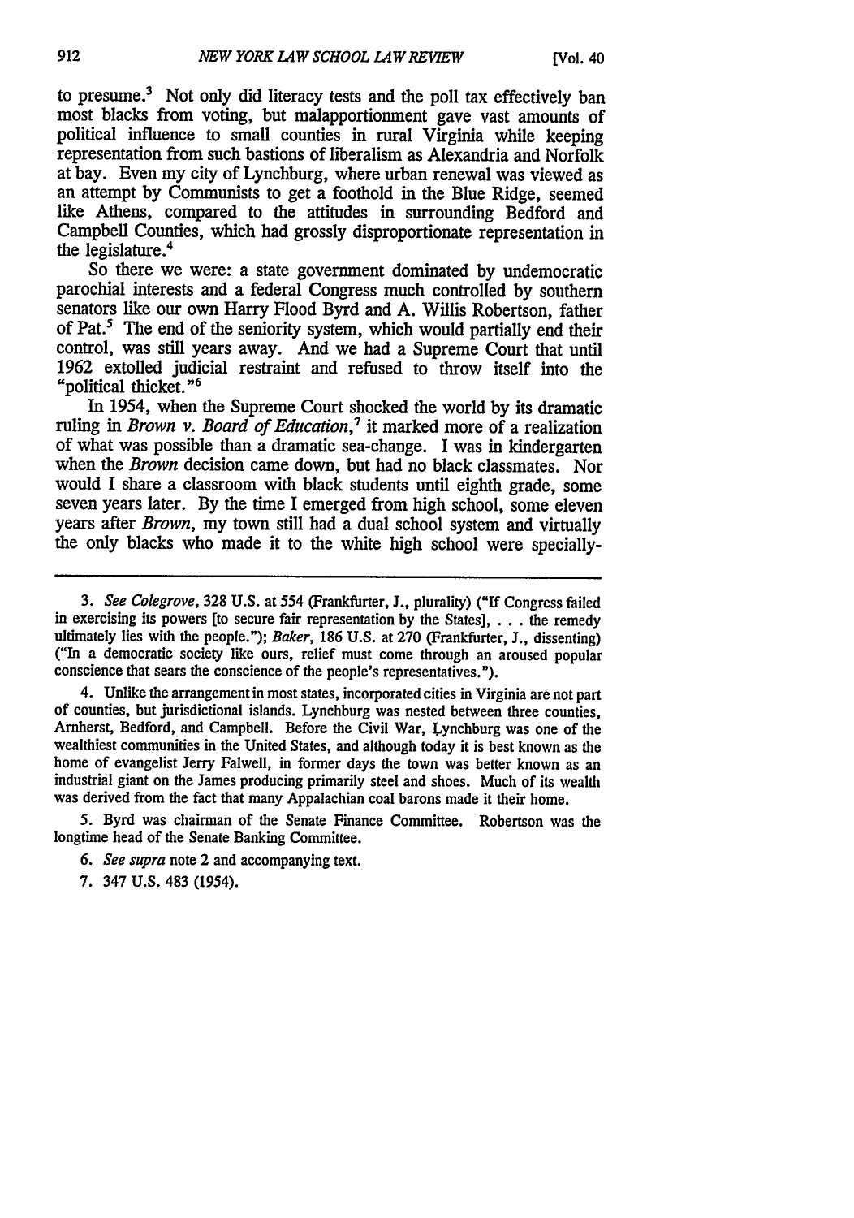to presume.[3] Not only did literacy tests and the poll tax effectively ban most blacks from voting, but malapportionment gave vast amounts of political influence to small counties in rural Virginia while keeping representation from such bastions of liberalism as Alexandria and Norfolk at bay. Even my city of Lynchburg, where urban renewal was viewed as an attempt by Communists to get a foothold in the Blue Ridge, seemed like Athens, compared to the attitudes in surrounding Bedford and Campbell Counties, which had grossly disproportionate representation in the legislature.[4]

So there we were: a state government dominated by undemocratic parochial interests and a federal Congress much controlled by southern senators like our own Harry Flood Byrd and A. Willis Robertson, father of Pat.[5] The end of the seniority system, which would partially end their control, was still years away. And we had a Supreme Court that until 1962 extolled judicial restraint and refused to throw itself into the "political thicket."[6]

In 1954, when the Supreme Court shocked the world by its dramatic ruling in *Brown v. Board of Education*,[7] it marked more of a realization of what was possible than a dramatic sea-change. I was in kindergarten when the *Brown* decision came down, but had no black classmates. Nor would I share a classroom with black students until eighth grade, some seven years later. By the time I emerged from high school, some eleven years after *Brown*, my town still had a dual school system and virtually the only blacks who made it to the white high school were specially-

---

3. *See Colegrove*, 328 U.S. at 554 (Frankfurter, J., plurality) ("If Congress failed in exercising its powers [to secure fair representation by the States], . . . the remedy ultimately lies with the people."); *Baker*, 186 U.S. at 270 (Frankfurter, J., dissenting) ("In a democratic society like ours, relief must come through an aroused popular conscience that sears the conscience of the people's representatives.").

4. Unlike the arrangement in most states, incorporated cities in Virginia are not part of counties, but jurisdictional islands. Lynchburg was nested between three counties, Amherst, Bedford, and Campbell. Before the Civil War, Lynchburg was one of the wealthiest communities in the United States, and although today it is best known as the home of evangelist Jerry Falwell, in former days the town was better known as an industrial giant on the James producing primarily steel and shoes. Much of its wealth was derived from the fact that many Appalachian coal barons made it their home.

5. Byrd was chairman of the Senate Finance Committee. Robertson was the longtime head of the Senate Banking Committee.

6. *See supra* note 2 and accompanying text.

7. 347 U.S. 483 (1954).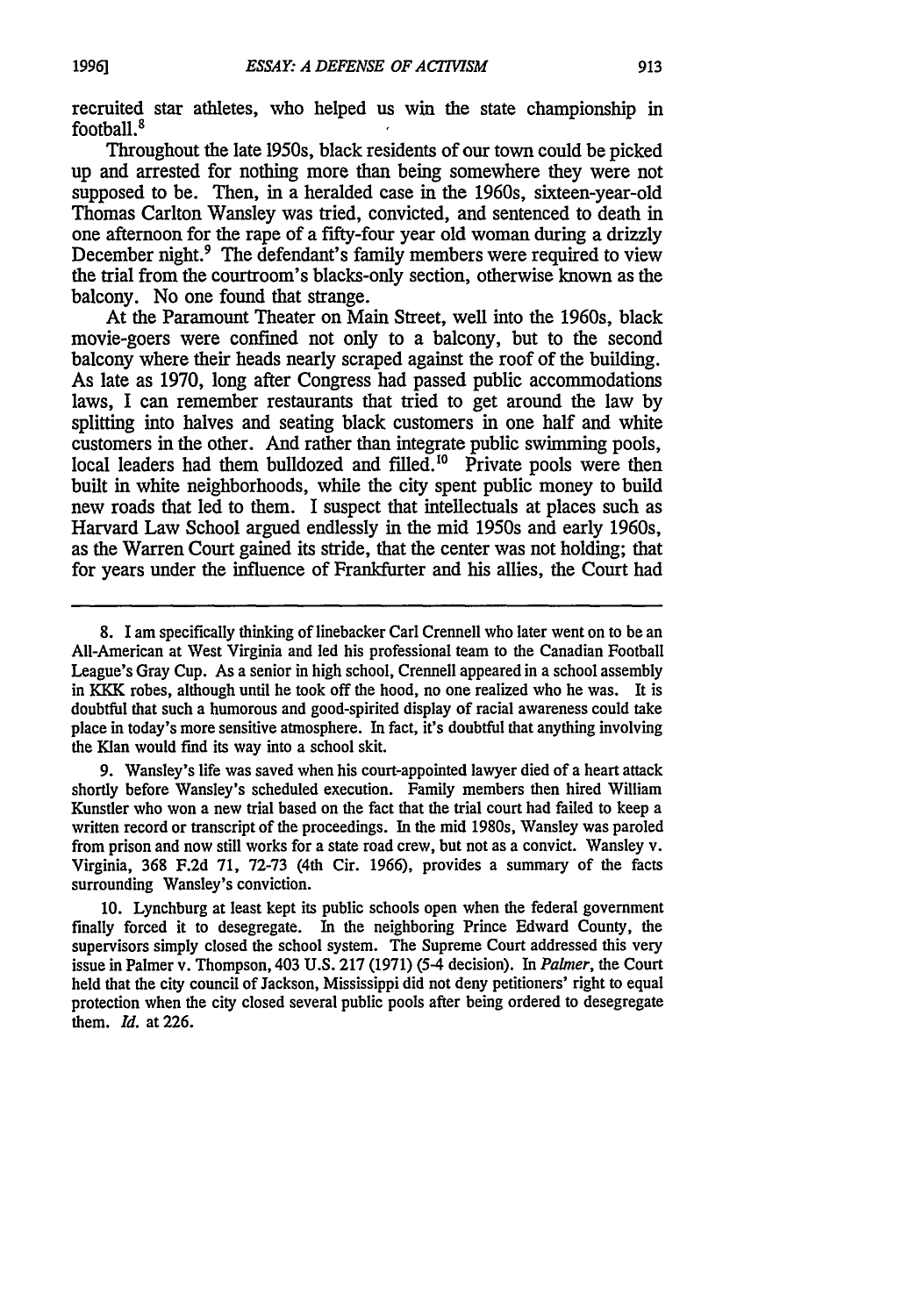recruited star athletes, who helped us win the state championship in football.[8]

Throughout the late 1950s, black residents of our town could be picked up and arrested for nothing more than being somewhere they were not supposed to be. Then, in a heralded case in the 1960s, sixteen-year-old Thomas Carlton Wansley was tried, convicted, and sentenced to death in one afternoon for the rape of a fifty-four year old woman during a drizzly December night.[9] The defendant's family members were required to view the trial from the courtroom's blacks-only section, otherwise known as the balcony. No one found that strange.

At the Paramount Theater on Main Street, well into the 1960s, black movie-goers were confined not only to a balcony, but to the second balcony where their heads nearly scraped against the roof of the building. As late as 1970, long after Congress had passed public accommodations laws, I can remember restaurants that tried to get around the law by splitting into halves and seating black customers in one half and white customers in the other. And rather than integrate public swimming pools, local leaders had them bulldozed and filled.[10] Private pools were then built in white neighborhoods, while the city spent public money to build new roads that led to them. I suspect that intellectuals at places such as Harvard Law School argued endlessly in the mid 1950s and early 1960s, as the Warren Court gained its stride, that the center was not holding; that for years under the influence of Frankfurter and his allies, the Court had

---

8. I am specifically thinking of linebacker Carl Crennell who later went on to be an All-American at West Virginia and led his professional team to the Canadian Football League's Gray Cup. As a senior in high school, Crennell appeared in a school assembly in KKK robes, although until he took off the hood, no one realized who he was. It is doubtful that such a humorous and good-spirited display of racial awareness could take place in today's more sensitive atmosphere. In fact, it's doubtful that anything involving the Klan would find its way into a school skit.

9. Wansley's life was saved when his court-appointed lawyer died of a heart attack shortly before Wansley's scheduled execution. Family members then hired William Kunstler who won a new trial based on the fact that the trial court had failed to keep a written record or transcript of the proceedings. In the mid 1980s, Wansley was paroled from prison and now still works for a state road crew, but not as a convict. Wansley v. Virginia, 368 F.2d 71, 72-73 (4th Cir. 1966), provides a summary of the facts surrounding Wansley's conviction.

10. Lynchburg at least kept its public schools open when the federal government finally forced it to desegregate. In the neighboring Prince Edward County, the supervisors simply closed the school system. The Supreme Court addressed this very issue in Palmer v. Thompson, 403 U.S. 217 (1971) (5-4 decision). In *Palmer*, the Court held that the city council of Jackson, Mississippi did not deny petitioners' right to equal protection when the city closed several public pools after being ordered to desegregate them. *Id.* at 226.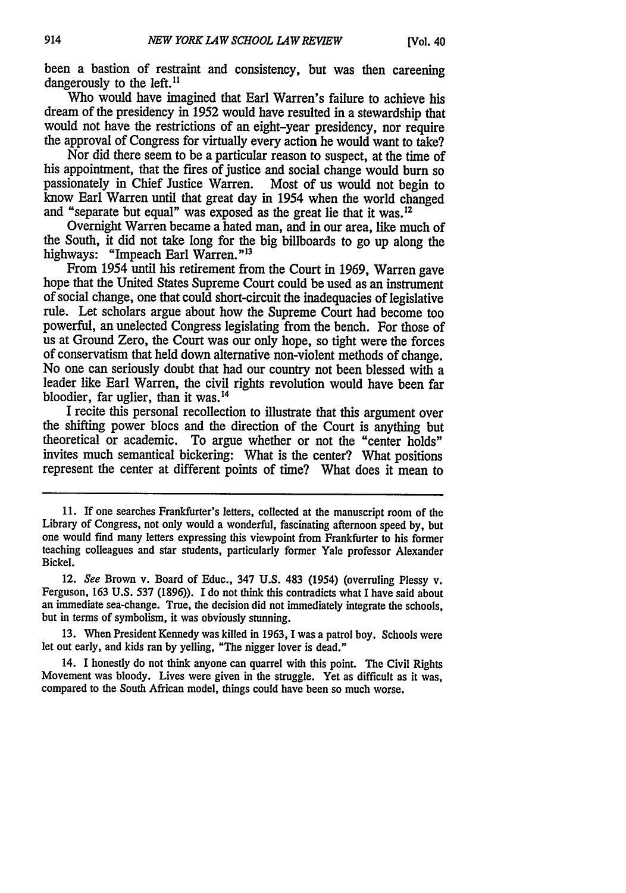been a bastion of restraint and consistency, but was then careening dangerously to the left.[11]

Who would have imagined that Earl Warren's failure to achieve his dream of the presidency in 1952 would have resulted in a stewardship that would not have the restrictions of an eight-year presidency, nor require the approval of Congress for virtually every action he would want to take?

Nor did there seem to be a particular reason to suspect, at the time of his appointment, that the fires of justice and social change would burn so passionately in Chief Justice Warren. Most of us would not begin to know Earl Warren until that great day in 1954 when the world changed and "separate but equal" was exposed as the great lie that it was.[12]

Overnight Warren became a hated man, and in our area, like much of the South, it did not take long for the big billboards to go up along the highways: "Impeach Earl Warren."[13]

From 1954 until his retirement from the Court in 1969, Warren gave hope that the United States Supreme Court could be used as an instrument of social change, one that could short-circuit the inadequacies of legislative rule. Let scholars argue about how the Supreme Court had become too powerful, an unelected Congress legislating from the bench. For those of us at Ground Zero, the Court was our only hope, so tight were the forces of conservatism that held down alternative non-violent methods of change. No one can seriously doubt that had our country not been blessed with a leader like Earl Warren, the civil rights revolution would have been far bloodier, far uglier, than it was.[14]

I recite this personal recollection to illustrate that this argument over the shifting power blocs and the direction of the Court is anything but theoretical or academic. To argue whether or not the "center holds" invites much semantical bickering: What is the center? What positions represent the center at different points of time? What does it mean to

---

11. If one searches Frankfurter's letters, collected at the manuscript room of the Library of Congress, not only would a wonderful, fascinating afternoon speed by, but one would find many letters expressing this viewpoint from Frankfurter to his former teaching colleagues and star students, particularly former Yale professor Alexander Bickel.

12. *See* Brown v. Board of Educ., 347 U.S. 483 (1954) (overruling Plessy v. Ferguson, 163 U.S. 537 (1896)). I do not think this contradicts what I have said about an immediate sea-change. True, the decision did not immediately integrate the schools, but in terms of symbolism, it was obviously stunning.

13. When President Kennedy was killed in 1963, I was a patrol boy. Schools were let out early, and kids ran by yelling, "The nigger lover is dead."

14. I honestly do not think anyone can quarrel with this point. The Civil Rights Movement was bloody. Lives were given in the struggle. Yet as difficult as it was, compared to the South African model, things could have been so much worse.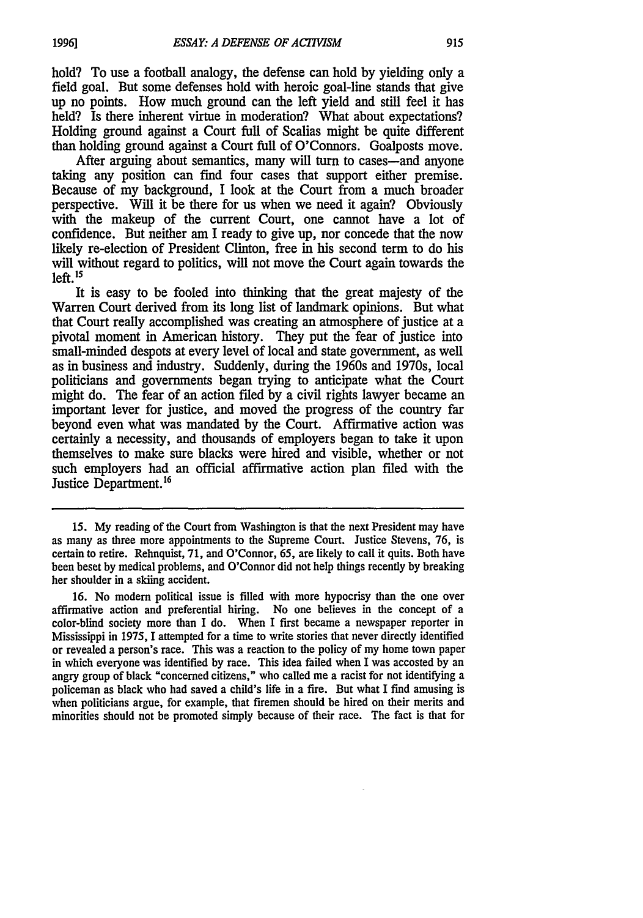hold? To use a football analogy, the defense can hold by yielding only a field goal. But some defenses hold with heroic goal-line stands that give up no points. How much ground can the left yield and still feel it has held? Is there inherent virtue in moderation? What about expectations? Holding ground against a Court full of Scalias might be quite different than holding ground against a Court full of O'Connors. Goalposts move.

After arguing about semantics, many will turn to cases—and anyone taking any position can find four cases that support either premise. Because of my background, I look at the Court from a much broader perspective. Will it be there for us when we need it again? Obviously with the makeup of the current Court, one cannot have a lot of confidence. But neither am I ready to give up, nor concede that the now likely re-election of President Clinton, free in his second term to do his will without regard to politics, will not move the Court again towards the left.[15]

It is easy to be fooled into thinking that the great majesty of the Warren Court derived from its long list of landmark opinions. But what that Court really accomplished was creating an atmosphere of justice at a pivotal moment in American history. They put the fear of justice into small-minded despots at every level of local and state government, as well as in business and industry. Suddenly, during the 1960s and 1970s, local politicians and governments began trying to anticipate what the Court might do. The fear of an action filed by a civil rights lawyer became an important lever for justice, and moved the progress of the country far beyond even what was mandated by the Court. Affirmative action was certainly a necessity, and thousands of employers began to take it upon themselves to make sure blacks were hired and visible, whether or not such employers had an official affirmative action plan filed with the Justice Department.[16]

---

15. My reading of the Court from Washington is that the next President may have as many as three more appointments to the Supreme Court. Justice Stevens, 76, is certain to retire. Rehnquist, 71, and O'Connor, 65, are likely to call it quits. Both have been beset by medical problems, and O'Connor did not help things recently by breaking her shoulder in a skiing accident.

16. No modern political issue is filled with more hypocrisy than the one over affirmative action and preferential hiring. No one believes in the concept of a color-blind society more than I do. When I first became a newspaper reporter in Mississippi in 1975, I attempted for a time to write stories that never directly identified or revealed a person's race. This was a reaction to the policy of my home town paper in which everyone was identified by race. This idea failed when I was accosted by an angry group of black "concerned citizens," who called me a racist for not identifying a policeman as black who had saved a child's life in a fire. But what I find amusing is when politicians argue, for example, that firemen should be hired on their merits and minorities should not be promoted simply because of their race. The fact is that for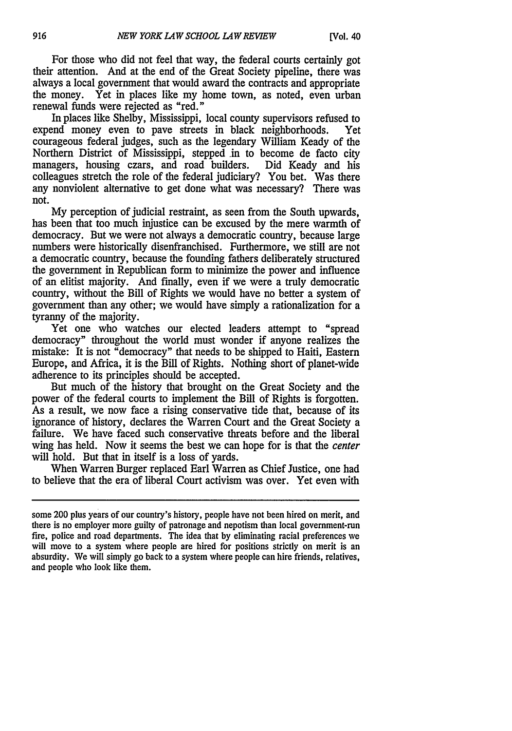For those who did not feel that way, the federal courts certainly got their attention. And at the end of the Great Society pipeline, there was always a local government that would award the contracts and appropriate the money. Yet in places like my home town, as noted, even urban renewal funds were rejected as "red."

In places like Shelby, Mississippi, local county supervisors refused to expend money even to pave streets in black neighborhoods. Yet courageous federal judges, such as the legendary William Keady of the Northern District of Mississippi, stepped in to become de facto city managers, housing czars, and road builders. Did Keady and his colleagues stretch the role of the federal judiciary? You bet. Was there any nonviolent alternative to get done what was necessary? There was not.

My perception of judicial restraint, as seen from the South upwards, has been that too much injustice can be excused by the mere warmth of democracy. But we were not always a democratic country, because large numbers were historically disenfranchised. Furthermore, we still are not a democratic country, because the founding fathers deliberately structured the government in Republican form to minimize the power and influence of an elitist majority. And finally, even if we were a truly democratic country, without the Bill of Rights we would have no better a system of government than any other; we would have simply a rationalization for a tyranny of the majority.

Yet one who watches our elected leaders attempt to "spread democracy" throughout the world must wonder if anyone realizes the mistake: It is not "democracy" that needs to be shipped to Haiti, Eastern Europe, and Africa, it is the Bill of Rights. Nothing short of planet-wide adherence to its principles should be accepted.

But much of the history that brought on the Great Society and the power of the federal courts to implement the Bill of Rights is forgotten. As a result, we now face a rising conservative tide that, because of its ignorance of history, declares the Warren Court and the Great Society a failure. We have faced such conservative threats before and the liberal wing has held. Now it seems the best we can hope for is that the *center* will hold. But that in itself is a loss of yards.

When Warren Burger replaced Earl Warren as Chief Justice, one had to believe that the era of liberal Court activism was over. Yet even with

---

some 200 plus years of our country's history, people have not been hired on merit, and there is no employer more guilty of patronage and nepotism than local government-run fire, police and road departments. The idea that by eliminating racial preferences we will move to a system where people are hired for positions strictly on merit is an absurdity. We will simply go back to a system where people can hire friends, relatives, and people who look like them.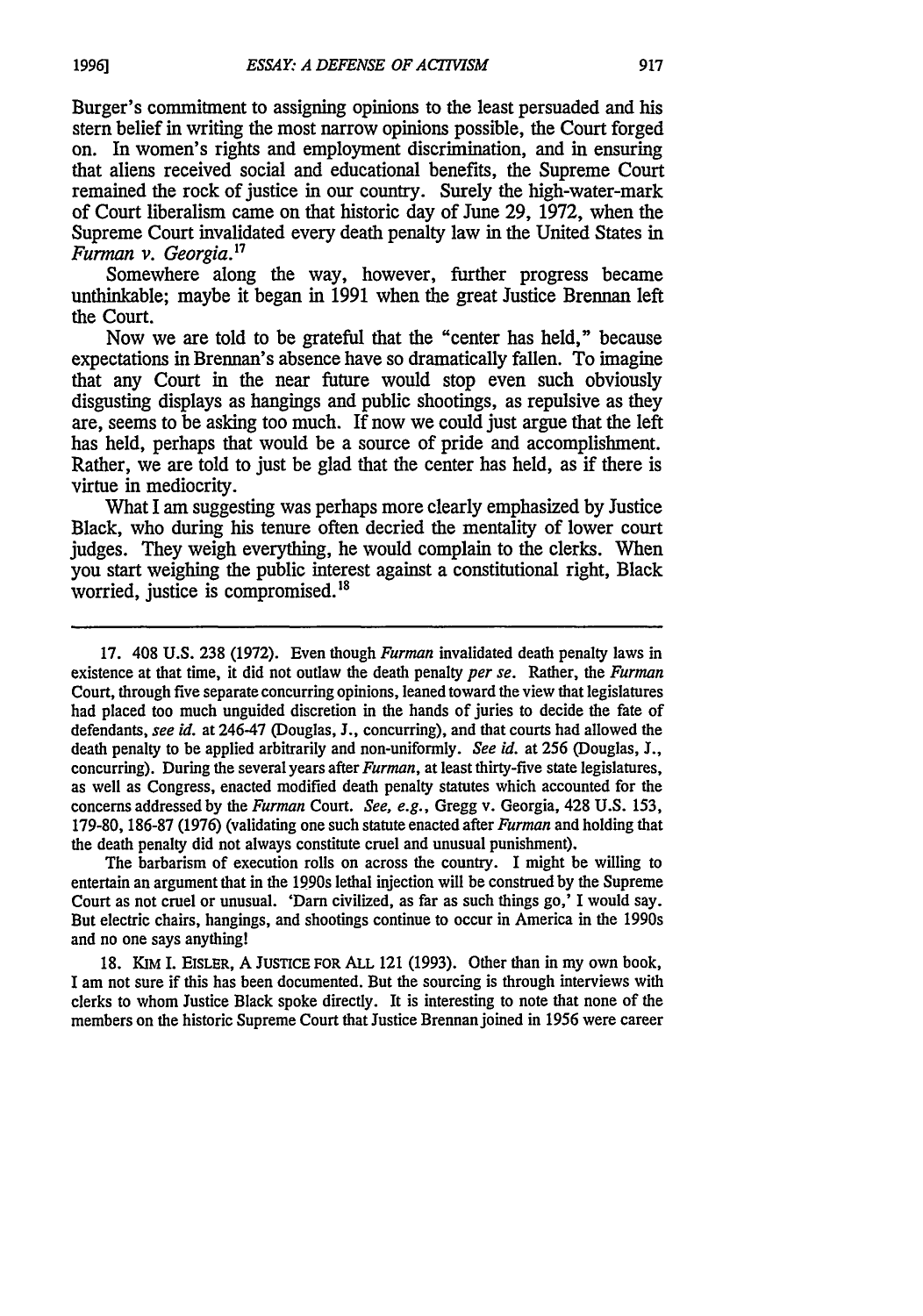Burger's commitment to assigning opinions to the least persuaded and his stern belief in writing the most narrow opinions possible, the Court forged on. In women's rights and employment discrimination, and in ensuring that aliens received social and educational benefits, the Supreme Court remained the rock of justice in our country. Surely the high-water-mark of Court liberalism came on that historic day of June 29, 1972, when the Supreme Court invalidated every death penalty law in the United States in *Furman v. Georgia*.[17]

Somewhere along the way, however, further progress became unthinkable; maybe it began in 1991 when the great Justice Brennan left the Court.

Now we are told to be grateful that the "center has held," because expectations in Brennan's absence have so dramatically fallen. To imagine that any Court in the near future would stop even such obviously disgusting displays as hangings and public shootings, as repulsive as they are, seems to be asking too much. If now we could just argue that the left has held, perhaps that would be a source of pride and accomplishment. Rather, we are told to just be glad that the center has held, as if there is virtue in mediocrity.

What I am suggesting was perhaps more clearly emphasized by Justice Black, who during his tenure often decried the mentality of lower court judges. They weigh everything, he would complain to the clerks. When you start weighing the public interest against a constitutional right, Black worried, justice is compromised.[18]

---

17. 408 U.S. 238 (1972). Even though *Furman* invalidated death penalty laws in existence at that time, it did not outlaw the death penalty *per se*. Rather, the *Furman* Court, through five separate concurring opinions, leaned toward the view that legislatures had placed too much unguided discretion in the hands of juries to decide the fate of defendants, *see id.* at 246-47 (Douglas, J., concurring), and that courts had allowed the death penalty to be applied arbitrarily and non-uniformly. *See id.* at 256 (Douglas, J., concurring). During the several years after *Furman*, at least thirty-five state legislatures, as well as Congress, enacted modified death penalty statutes which accounted for the concerns addressed by the *Furman* Court. *See, e.g.*, Gregg v. Georgia, 428 U.S. 153, 179-80, 186-87 (1976) (validating one such statute enacted after *Furman* and holding that the death penalty did not always constitute cruel and unusual punishment).

The barbarism of execution rolls on across the country. I might be willing to entertain an argument that in the 1990s lethal injection will be construed by the Supreme Court as not cruel or unusual. 'Darn civilized, as far as such things go,' I would say. But electric chairs, hangings, and shootings continue to occur in America in the 1990s and no one says anything!

18. KIM I. EISLER, A JUSTICE FOR ALL 121 (1993). Other than in my own book, I am not sure if this has been documented. But the sourcing is through interviews with clerks to whom Justice Black spoke directly. It is interesting to note that none of the members on the historic Supreme Court that Justice Brennan joined in 1956 were career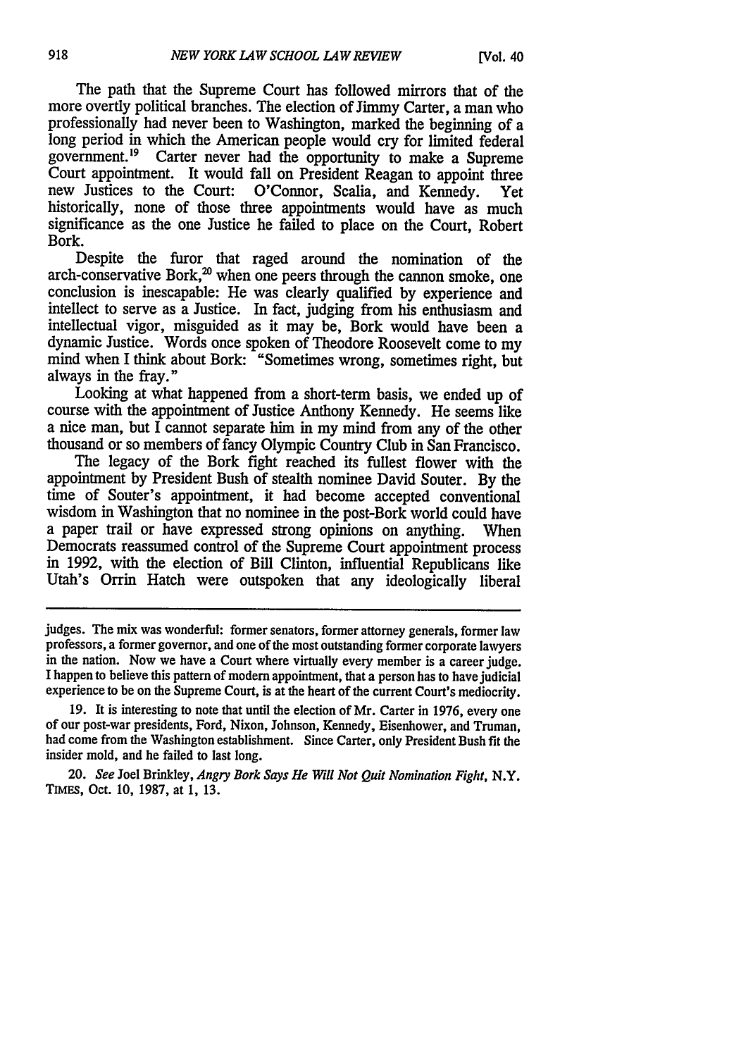The path that the Supreme Court has followed mirrors that of the more overtly political branches. The election of Jimmy Carter, a man who professionally had never been to Washington, marked the beginning of a long period in which the American people would cry for limited federal government.[19] Carter never had the opportunity to make a Supreme Court appointment. It would fall on President Reagan to appoint three new Justices to the Court: O'Connor, Scalia, and Kennedy. Yet historically, none of those three appointments would have as much significance as the one Justice he failed to place on the Court, Robert Bork.

Despite the furor that raged around the nomination of the arch-conservative Bork,[20] when one peers through the cannon smoke, one conclusion is inescapable: He was clearly qualified by experience and intellect to serve as a Justice. In fact, judging from his enthusiasm and intellectual vigor, misguided as it may be, Bork would have been a dynamic Justice. Words once spoken of Theodore Roosevelt come to my mind when I think about Bork: "Sometimes wrong, sometimes right, but always in the fray."

Looking at what happened from a short-term basis, we ended up of course with the appointment of Justice Anthony Kennedy. He seems like a nice man, but I cannot separate him in my mind from any of the other thousand or so members of fancy Olympic Country Club in San Francisco.

The legacy of the Bork fight reached its fullest flower with the appointment by President Bush of stealth nominee David Souter. By the time of Souter's appointment, it had become accepted conventional wisdom in Washington that no nominee in the post-Bork world could have a paper trail or have expressed strong opinions on anything. When Democrats reassumed control of the Supreme Court appointment process in 1992, with the election of Bill Clinton, influential Republicans like Utah's Orrin Hatch were outspoken that any ideologically liberal

---

judges. The mix was wonderful: former senators, former attorney generals, former law professors, a former governor, and one of the most outstanding former corporate lawyers in the nation. Now we have a Court where virtually every member is a career judge. I happen to believe this pattern of modern appointment, that a person has to have judicial experience to be on the Supreme Court, is at the heart of the current Court's mediocrity.

19. It is interesting to note that until the election of Mr. Carter in 1976, every one of our post-war presidents, Ford, Nixon, Johnson, Kennedy, Eisenhower, and Truman, had come from the Washington establishment. Since Carter, only President Bush fit the insider mold, and he failed to last long.

20. *See* Joel Brinkley, *Angry Bork Says He Will Not Quit Nomination Fight*, N.Y. TIMES, Oct. 10, 1987, at 1, 13.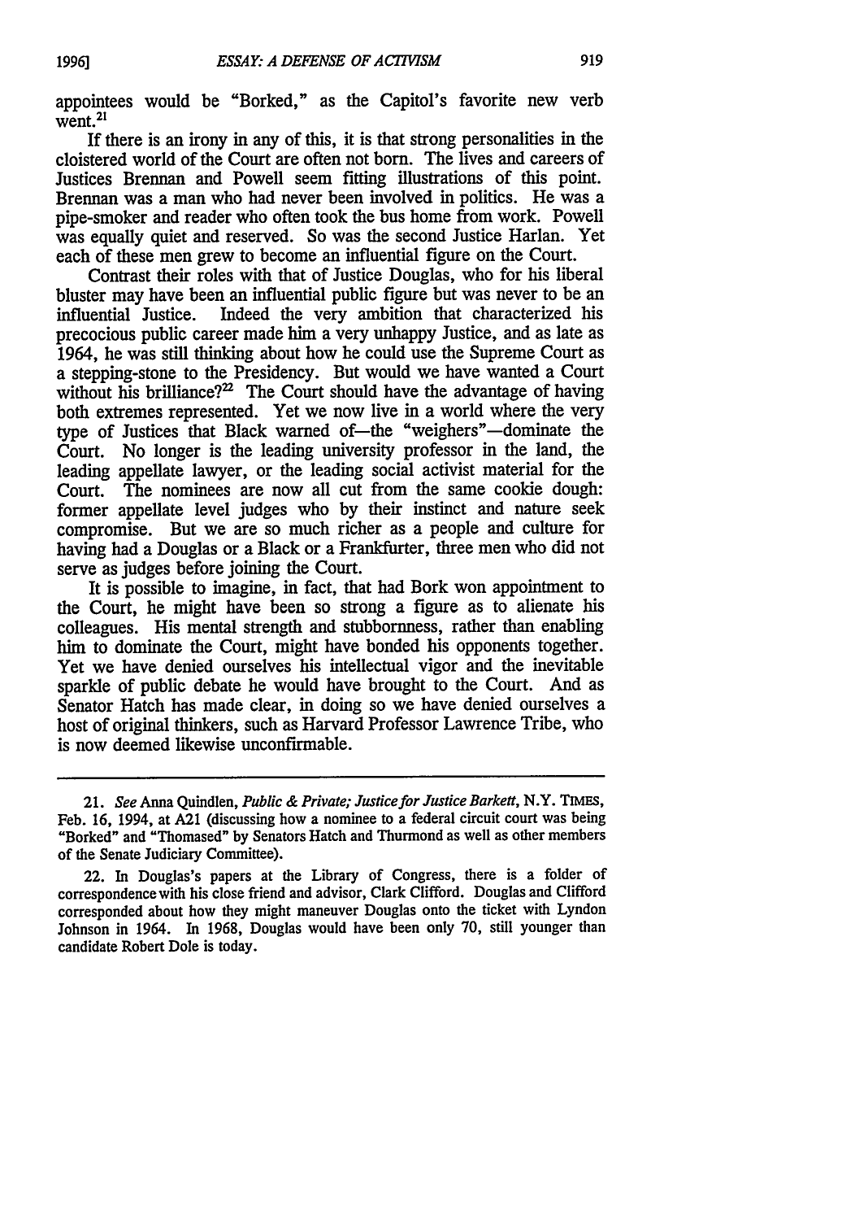appointees would be "Borked," as the Capitol's favorite new verb went.[21]

If there is an irony in any of this, it is that strong personalities in the cloistered world of the Court are often not born. The lives and careers of Justices Brennan and Powell seem fitting illustrations of this point. Brennan was a man who had never been involved in politics. He was a pipe-smoker and reader who often took the bus home from work. Powell was equally quiet and reserved. So was the second Justice Harlan. Yet each of these men grew to become an influential figure on the Court.

Contrast their roles with that of Justice Douglas, who for his liberal bluster may have been an influential public figure but was never to be an influential Justice. Indeed the very ambition that characterized his precocious public career made him a very unhappy Justice, and as late as 1964, he was still thinking about how he could use the Supreme Court as a stepping-stone to the Presidency. But would we have wanted a Court without his brilliance?[22] The Court should have the advantage of having both extremes represented. Yet we now live in a world where the very type of Justices that Black warned of—the "weighers"—dominate the Court. No longer is the leading university professor in the land, the leading appellate lawyer, or the leading social activist material for the Court. The nominees are now all cut from the same cookie dough: former appellate level judges who by their instinct and nature seek compromise. But we are so much richer as a people and culture for having had a Douglas or a Black or a Frankfurter, three men who did not serve as judges before joining the Court.

It is possible to imagine, in fact, that had Bork won appointment to the Court, he might have been so strong a figure as to alienate his colleagues. His mental strength and stubbornness, rather than enabling him to dominate the Court, might have bonded his opponents together. Yet we have denied ourselves his intellectual vigor and the inevitable sparkle of public debate he would have brought to the Court. And as Senator Hatch has made clear, in doing so we have denied ourselves a host of original thinkers, such as Harvard Professor Lawrence Tribe, who is now deemed likewise unconfirmable.

---

21. *See* Anna Quindlen, *Public & Private; Justice for Justice Barkett*, N.Y. TIMES, Feb. 16, 1994, at A21 (discussing how a nominee to a federal circuit court was being "Borked" and "Thomased" by Senators Hatch and Thurmond as well as other members of the Senate Judiciary Committee).

22. In Douglas's papers at the Library of Congress, there is a folder of correspondence with his close friend and advisor, Clark Clifford. Douglas and Clifford corresponded about how they might maneuver Douglas onto the ticket with Lyndon Johnson in 1964. In 1968, Douglas would have been only 70, still younger than candidate Robert Dole is today.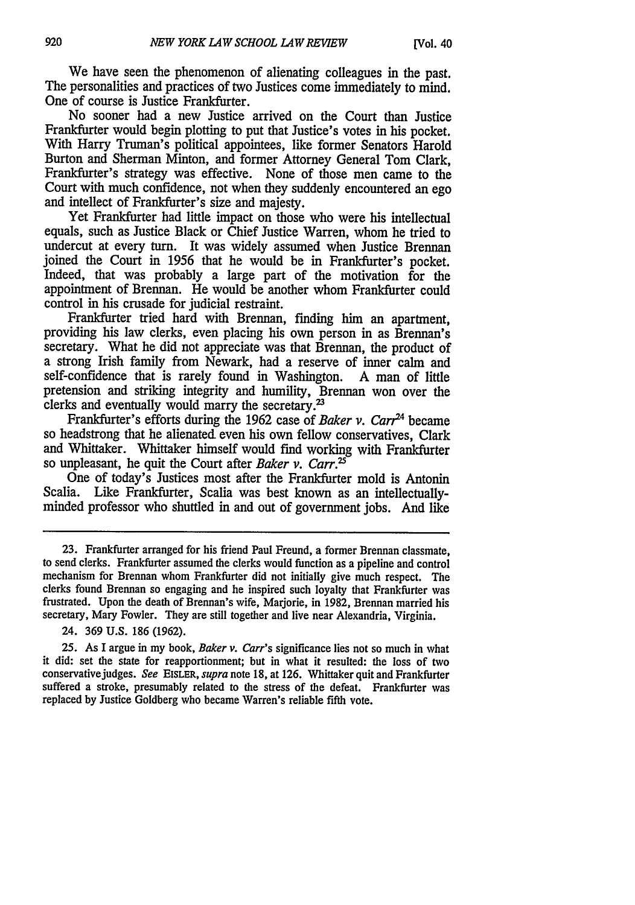We have seen the phenomenon of alienating colleagues in the past. The personalities and practices of two Justices come immediately to mind. One of course is Justice Frankfurter.

No sooner had a new Justice arrived on the Court than Justice Frankfurter would begin plotting to put that Justice's votes in his pocket. With Harry Truman's political appointees, like former Senators Harold Burton and Sherman Minton, and former Attorney General Tom Clark, Frankfurter's strategy was effective. None of those men came to the Court with much confidence, not when they suddenly encountered an ego and intellect of Frankfurter's size and majesty.

Yet Frankfurter had little impact on those who were his intellectual equals, such as Justice Black or Chief Justice Warren, whom he tried to undercut at every turn. It was widely assumed when Justice Brennan joined the Court in 1956 that he would be in Frankfurter's pocket. Indeed, that was probably a large part of the motivation for the appointment of Brennan. He would be another whom Frankfurter could control in his crusade for judicial restraint.

Frankfurter tried hard with Brennan, finding him an apartment, providing his law clerks, even placing his own person in as Brennan's secretary. What he did not appreciate was that Brennan, the product of a strong Irish family from Newark, had a reserve of inner calm and self-confidence that is rarely found in Washington. A man of little pretension and striking integrity and humility, Brennan won over the clerks and eventually would marry the secretary.[23]

Frankfurter's efforts during the 1962 case of *Baker v. Carr*[24] became so headstrong that he alienated even his own fellow conservatives, Clark and Whittaker. Whittaker himself would find working with Frankfurter so unpleasant, he quit the Court after *Baker v. Carr*.[25]

One of today's Justices most after the Frankfurter mold is Antonin Scalia. Like Frankfurter, Scalia was best known as an intellectually-minded professor who shuttled in and out of government jobs. And like

---

23. Frankfurter arranged for his friend Paul Freund, a former Brennan classmate, to send clerks. Frankfurter assumed the clerks would function as a pipeline and control mechanism for Brennan whom Frankfurter did not initially give much respect. The clerks found Brennan so engaging and he inspired such loyalty that Frankfurter was frustrated. Upon the death of Brennan's wife, Marjorie, in 1982, Brennan married his secretary, Mary Fowler. They are still together and live near Alexandria, Virginia.

24. 369 U.S. 186 (1962).

25. As I argue in my book, *Baker v. Carr*'s significance lies not so much in what it did: set the state for reapportionment; but in what it resulted: the loss of two conservative judges. *See* EISLER, *supra* note 18, at 126. Whittaker quit and Frankfurter suffered a stroke, presumably related to the stress of the defeat. Frankfurter was replaced by Justice Goldberg who became Warren's reliable fifth vote.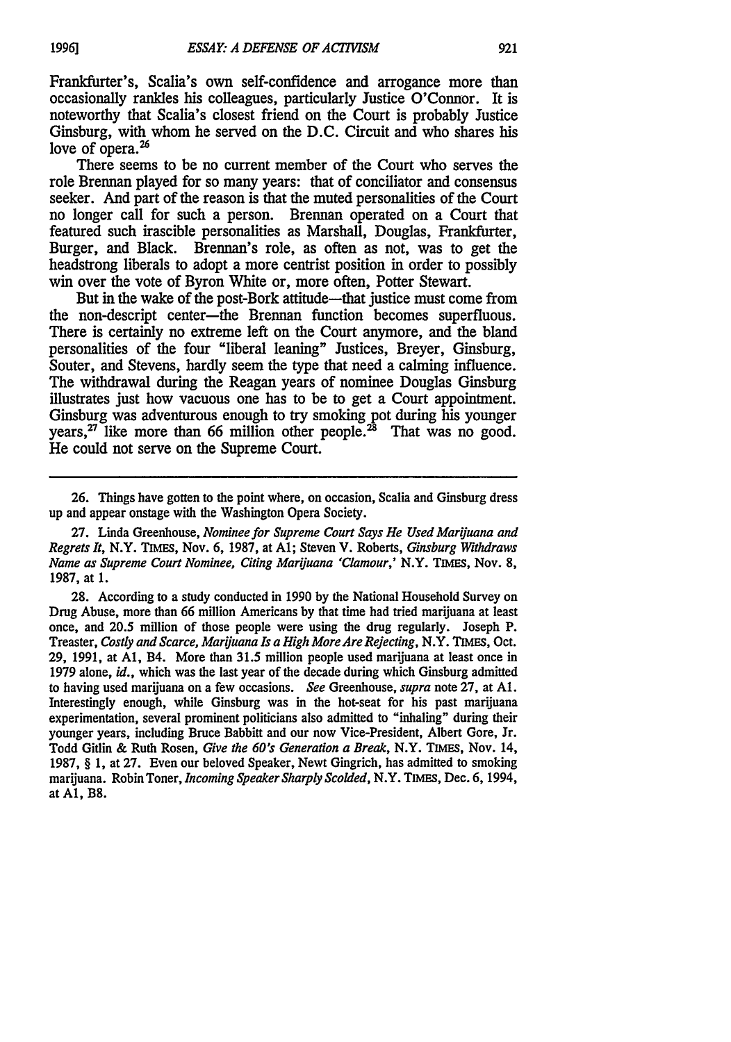Frankfurter's, Scalia's own self-confidence and arrogance more than occasionally rankles his colleagues, particularly Justice O'Connor. It is noteworthy that Scalia's closest friend on the Court is probably Justice Ginsburg, with whom he served on the D.C. Circuit and who shares his love of opera.[26]

There seems to be no current member of the Court who serves the role Brennan played for so many years: that of conciliator and consensus seeker. And part of the reason is that the muted personalities of the Court no longer call for such a person. Brennan operated on a Court that featured such irascible personalities as Marshall, Douglas, Frankfurter, Burger, and Black. Brennan's role, as often as not, was to get the headstrong liberals to adopt a more centrist position in order to possibly win over the vote of Byron White or, more often, Potter Stewart.

But in the wake of the post-Bork attitude—that justice must come from the non-descript center—the Brennan function becomes superfluous. There is certainly no extreme left on the Court anymore, and the bland personalities of the four "liberal leaning" Justices, Breyer, Ginsburg, Souter, and Stevens, hardly seem the type that need a calming influence. The withdrawal during the Reagan years of nominee Douglas Ginsburg illustrates just how vacuous one has to be to get a Court appointment. Ginsburg was adventurous enough to try smoking pot during his younger years,[27] like more than 66 million other people.[28] That was no good. He could not serve on the Supreme Court.

---

26. Things have gotten to the point where, on occasion, Scalia and Ginsburg dress up and appear onstage with the Washington Opera Society.

27. Linda Greenhouse, *Nominee for Supreme Court Says He Used Marijuana and Regrets It*, N.Y. TIMES, Nov. 6, 1987, at A1; Steven V. Roberts, *Ginsburg Withdraws Name as Supreme Court Nominee, Citing Marijuana 'Clamour,'* N.Y. TIMES, Nov. 8, 1987, at 1.

28. According to a study conducted in 1990 by the National Household Survey on Drug Abuse, more than 66 million Americans by that time had tried marijuana at least once, and 20.5 million of those people were using the drug regularly. Joseph P. Treaster, *Costly and Scarce, Marijuana Is a High More Are Rejecting*, N.Y. TIMES, Oct. 29, 1991, at A1, B4. More than 31.5 million people used marijuana at least once in 1979 alone, *id.*, which was the last year of the decade during which Ginsburg admitted to having used marijuana on a few occasions. *See* Greenhouse, *supra* note 27, at A1. Interestingly enough, while Ginsburg was in the hot-seat for his past marijuana experimentation, several prominent politicians also admitted to "inhaling" during their younger years, including Bruce Babbitt and our now Vice-President, Albert Gore, Jr. Todd Gitlin & Ruth Rosen, *Give the 60's Generation a Break*, N.Y. TIMES, Nov. 14, 1987, § 1, at 27. Even our beloved Speaker, Newt Gingrich, has admitted to smoking marijuana. Robin Toner, *Incoming Speaker Sharply Scolded*, N.Y. TIMES, Dec. 6, 1994, at A1, B8.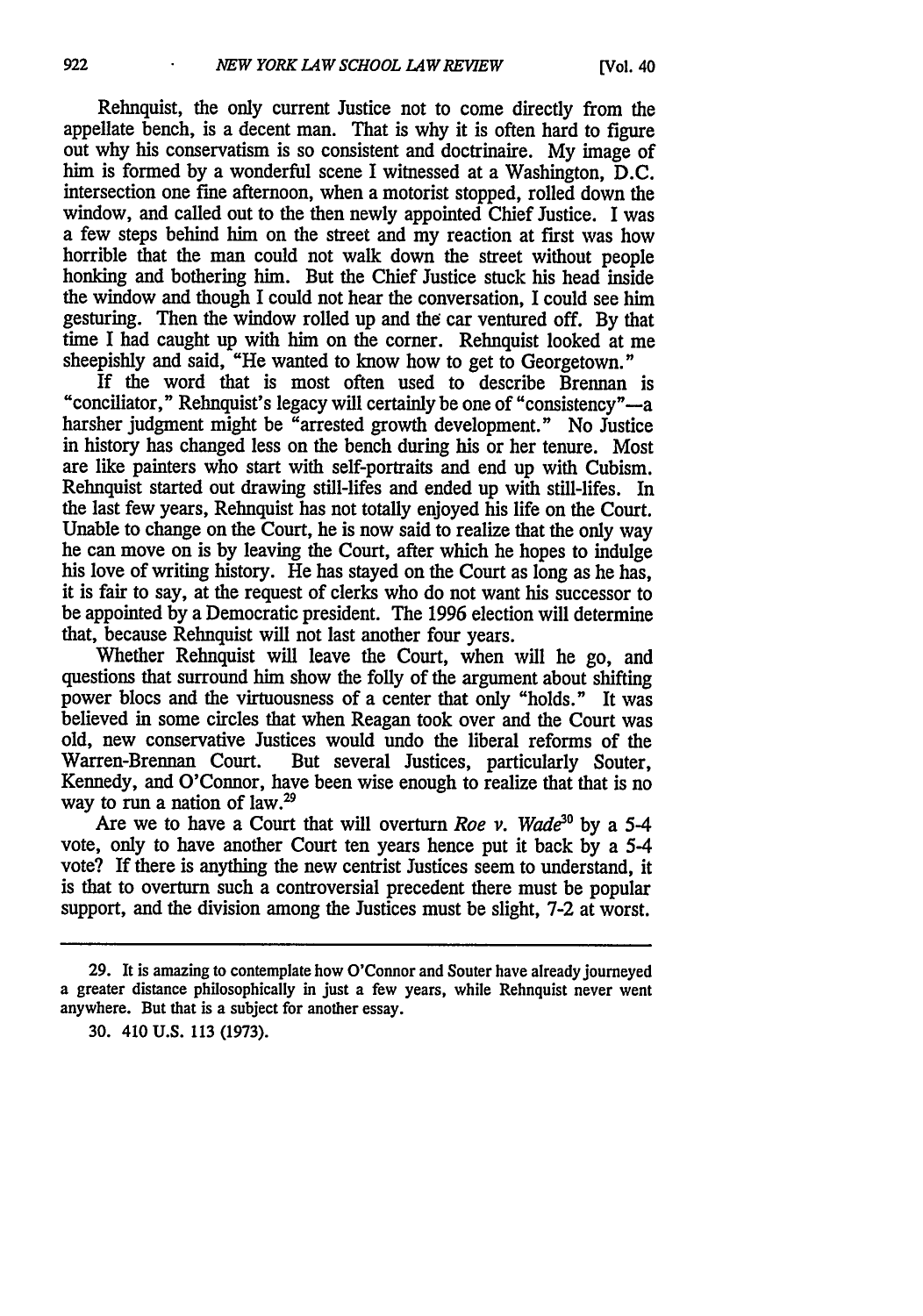Rehnquist, the only current Justice not to come directly from the appellate bench, is a decent man. That is why it is often hard to figure out why his conservatism is so consistent and doctrinaire. My image of him is formed by a wonderful scene I witnessed at a Washington, D.C. intersection one fine afternoon, when a motorist stopped, rolled down the window, and called out to the then newly appointed Chief Justice. I was a few steps behind him on the street and my reaction at first was how horrible that the man could not walk down the street without people honking and bothering him. But the Chief Justice stuck his head inside the window and though I could not hear the conversation, I could see him gesturing. Then the window rolled up and the car ventured off. By that time I had caught up with him on the corner. Rehnquist looked at me sheepishly and said, "He wanted to know how to get to Georgetown."

If the word that is most often used to describe Brennan is "conciliator," Rehnquist's legacy will certainly be one of "consistency"—a harsher judgment might be "arrested growth development." No Justice in history has changed less on the bench during his or her tenure. Most are like painters who start with self-portraits and end up with Cubism. Rehnquist started out drawing still-lifes and ended up with still-lifes. In the last few years, Rehnquist has not totally enjoyed his life on the Court. Unable to change on the Court, he is now said to realize that the only way he can move on is by leaving the Court, after which he hopes to indulge his love of writing history. He has stayed on the Court as long as he has, it is fair to say, at the request of clerks who do not want his successor to be appointed by a Democratic president. The 1996 election will determine that, because Rehnquist will not last another four years.

Whether Rehnquist will leave the Court, when will he go, and questions that surround him show the folly of the argument about shifting power blocs and the virtuousness of a center that only "holds." It was believed in some circles that when Reagan took over and the Court was old, new conservative Justices would undo the liberal reforms of the Warren-Brennan Court. But several Justices, particularly Souter, Kennedy, and O'Connor, have been wise enough to realize that that is no way to run a nation of law.[29]

Are we to have a Court that will overturn *Roe v. Wade*[30] by a 5-4 vote, only to have another Court ten years hence put it back by a 5-4 vote? If there is anything the new centrist Justices seem to understand, it is that to overturn such a controversial precedent there must be popular support, and the division among the Justices must be slight, 7-2 at worst.

---

29. It is amazing to contemplate how O'Connor and Souter have already journeyed a greater distance philosophically in just a few years, while Rehnquist never went anywhere. But that is a subject for another essay.

30. 410 U.S. 113 (1973).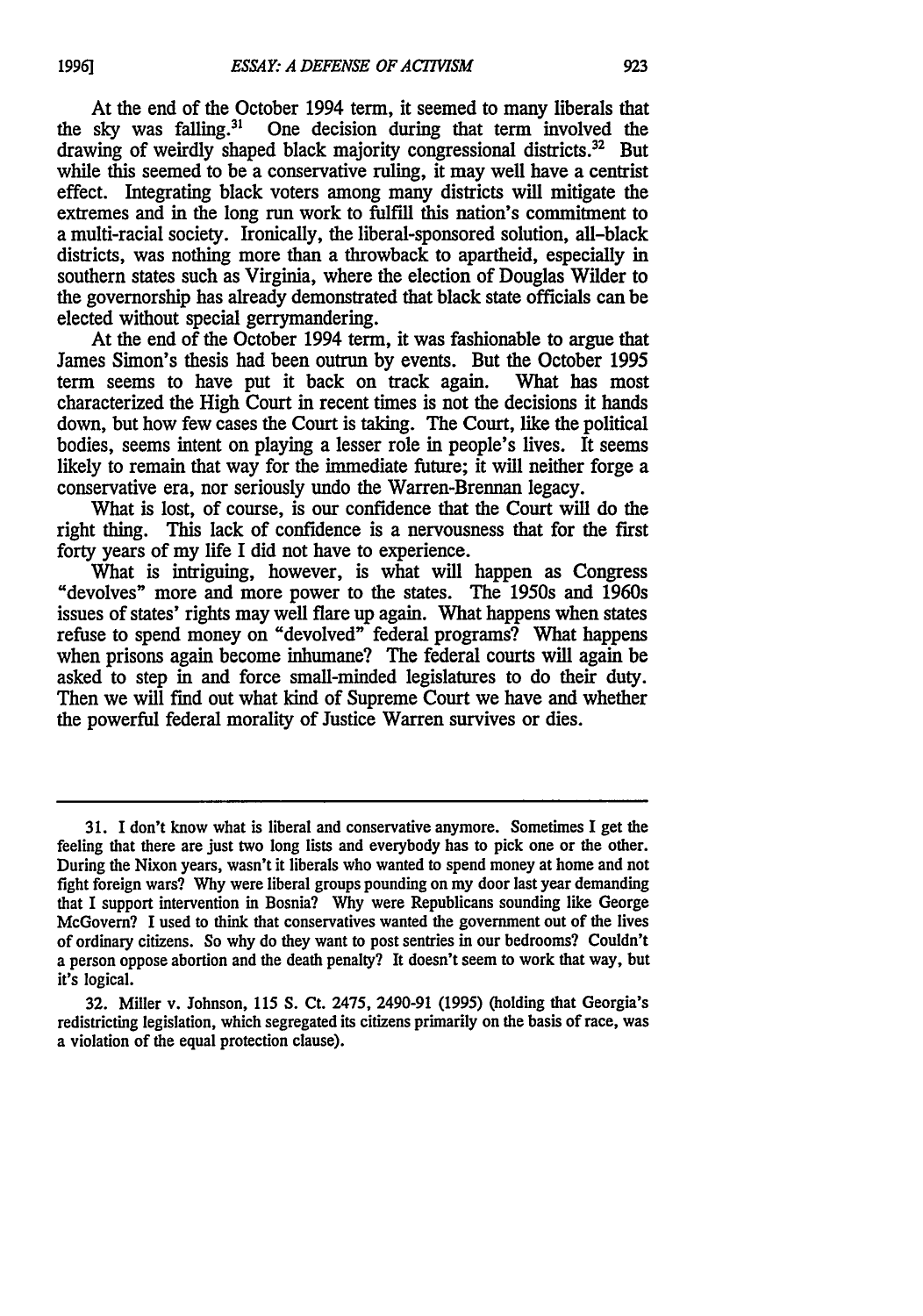At the end of the October 1994 term, it seemed to many liberals that the sky was falling.[31] One decision during that term involved the drawing of weirdly shaped black majority congressional districts.[32] But while this seemed to be a conservative ruling, it may well have a centrist effect. Integrating black voters among many districts will mitigate the extremes and in the long run work to fulfill this nation's commitment to a multi-racial society. Ironically, the liberal-sponsored solution, all-black districts, was nothing more than a throwback to apartheid, especially in southern states such as Virginia, where the election of Douglas Wilder to the governorship has already demonstrated that black state officials can be elected without special gerrymandering.

At the end of the October 1994 term, it was fashionable to argue that James Simon's thesis had been outrun by events. But the October 1995 term seems to have put it back on track again. What has most characterized the High Court in recent times is not the decisions it hands down, but how few cases the Court is taking. The Court, like the political bodies, seems intent on playing a lesser role in people's lives. It seems likely to remain that way for the immediate future; it will neither forge a conservative era, nor seriously undo the Warren-Brennan legacy.

What is lost, of course, is our confidence that the Court will do the right thing. This lack of confidence is a nervousness that for the first forty years of my life I did not have to experience.

What is intriguing, however, is what will happen as Congress "devolves" more and more power to the states. The 1950s and 1960s issues of states' rights may well flare up again. What happens when states refuse to spend money on "devolved" federal programs? What happens when prisons again become inhumane? The federal courts will again be asked to step in and force small-minded legislatures to do their duty. Then we will find out what kind of Supreme Court we have and whether the powerful federal morality of Justice Warren survives or dies.

---

31. I don't know what is liberal and conservative anymore. Sometimes I get the feeling that there are just two long lists and everybody has to pick one or the other. During the Nixon years, wasn't it liberals who wanted to spend money at home and not fight foreign wars? Why were liberal groups pounding on my door last year demanding that I support intervention in Bosnia? Why were Republicans sounding like George McGovern? I used to think that conservatives wanted the government out of the lives of ordinary citizens. So why do they want to post sentries in our bedrooms? Couldn't a person oppose abortion and the death penalty? It doesn't seem to work that way, but it's logical.

32. Miller v. Johnson, 115 S. Ct. 2475, 2490-91 (1995) (holding that Georgia's redistricting legislation, which segregated its citizens primarily on the basis of race, was a violation of the equal protection clause).